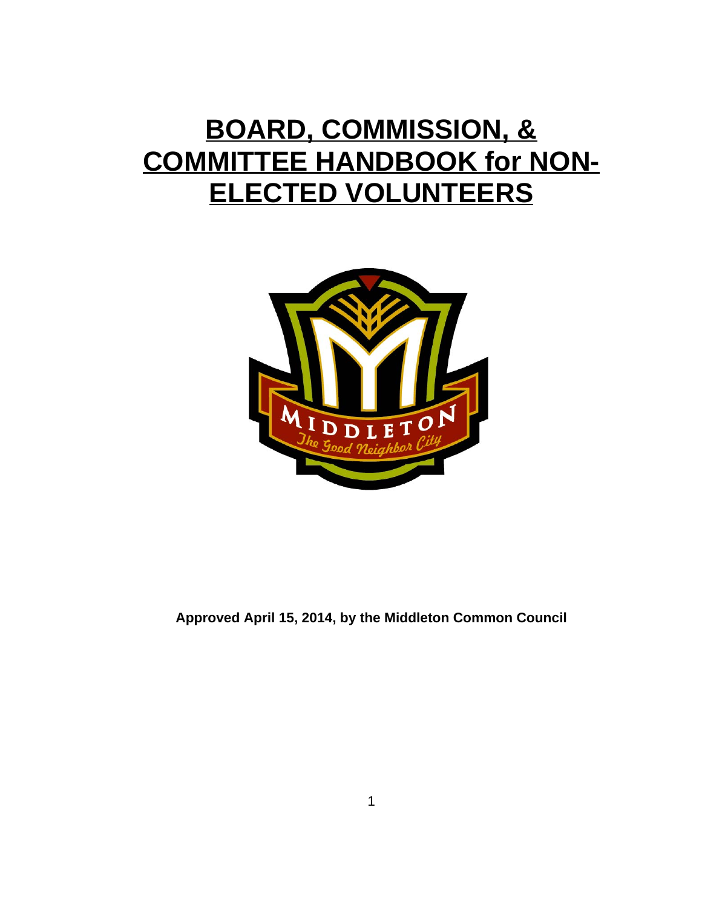# BOARD, COMMISSION, & COMMITTEE HANDBOOK for NON-ELECTED VOLUNTEERS

**Approved April 15, 2014, by the Middleton Common Council**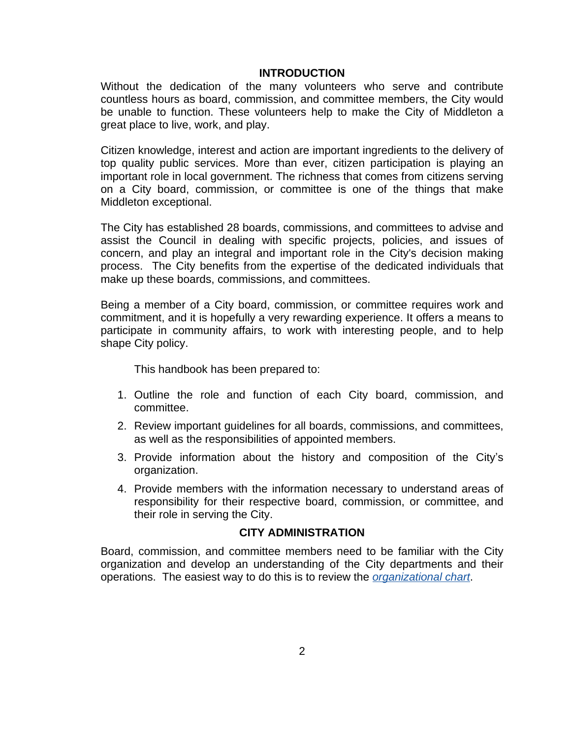## INTRODUCTION

Without the dedication of the many volunteers who serve and contribute countless hours as board, commission, and committee members, the City would be unable to function. These volunteers help to make the City of Middleton a great place to live, work, and play.

Citizen knowledge, interest and action are important ingredients to the delivery of top quality public services. More than ever, citizen participation is playing an important role in local government. The richness that comes from citizens serving on a City board, commission, or committee is one of the things that make Middleton exceptional.

The City has established 28 boards, commissions, and committees to advise and assist the Council in dealing with specific projects, policies, and issues of concern, and play an integral and important role in the City's decision making process. The City benefits from the expertise of the dedicated individuals that make up these boards, commissions, and committees.

Being a member of a City board, commission, or committee requires work and commitment, and it is hopefully a very rewarding experience. It offers a means to participate in community affairs, to work with interesting people, and to help shape City policy.

This handbook has been prepared to:

1. Outline the role and function of each City board, commission, and committee.
2. Review important guidelines for all boards, commissions, and committees, as well as the responsibilities of appointed members.
3. Provide information about the history and composition of the City's organization.
4. Provide members with the information necessary to understand areas of responsibility for their respective board, commission, or committee, and their role in serving the City.

## CITY ADMINISTRATION

Board, commission, and committee members need to be familiar with the City organization and develop an understanding of the City departments and their operations. The easiest way to do this is to review the *organizational chart*.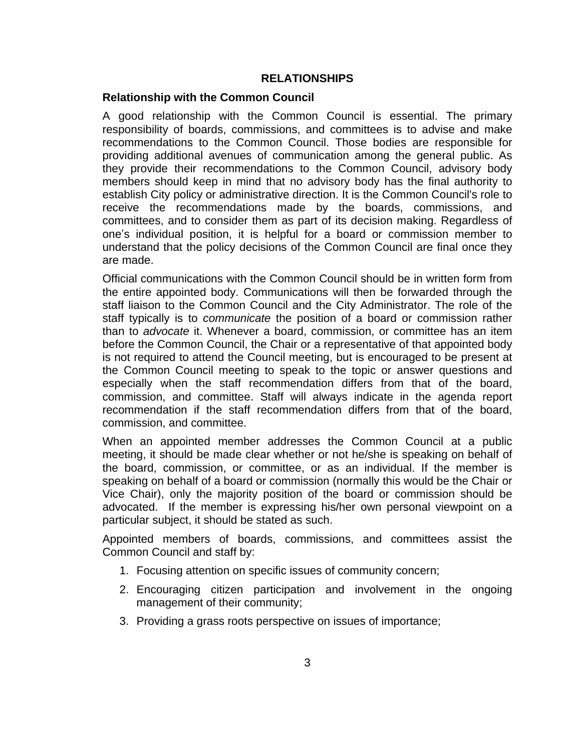# RELATIONSHIPS

## Relationship with the Common Council

A good relationship with the Common Council is essential. The primary responsibility of boards, commissions, and committees is to advise and make recommendations to the Common Council. Those bodies are responsible for providing additional avenues of communication among the general public. As they provide their recommendations to the Common Council, advisory body members should keep in mind that no advisory body has the final authority to establish City policy or administrative direction. It is the Common Council's role to receive the recommendations made by the boards, commissions, and committees, and to consider them as part of its decision making. Regardless of one's individual position, it is helpful for a board or commission member to understand that the policy decisions of the Common Council are final once they are made.

Official communications with the Common Council should be in written form from the entire appointed body. Communications will then be forwarded through the staff liaison to the Common Council and the City Administrator. The role of the staff typically is to *communicate* the position of a board or commission rather than to *advocate* it. Whenever a board, commission, or committee has an item before the Common Council, the Chair or a representative of that appointed body is not required to attend the Council meeting, but is encouraged to be present at the Common Council meeting to speak to the topic or answer questions and especially when the staff recommendation differs from that of the board, commission, and committee. Staff will always indicate in the agenda report recommendation if the staff recommendation differs from that of the board, commission, and committee.

When an appointed member addresses the Common Council at a public meeting, it should be made clear whether or not he/she is speaking on behalf of the board, commission, or committee, or as an individual. If the member is speaking on behalf of a board or commission (normally this would be the Chair or Vice Chair), only the majority position of the board or commission should be advocated. If the member is expressing his/her own personal viewpoint on a particular subject, it should be stated as such.

Appointed members of boards, commissions, and committees assist the Common Council and staff by:

1. Focusing attention on specific issues of community concern;
2. Encouraging citizen participation and involvement in the ongoing management of their community;
3. Providing a grass roots perspective on issues of importance;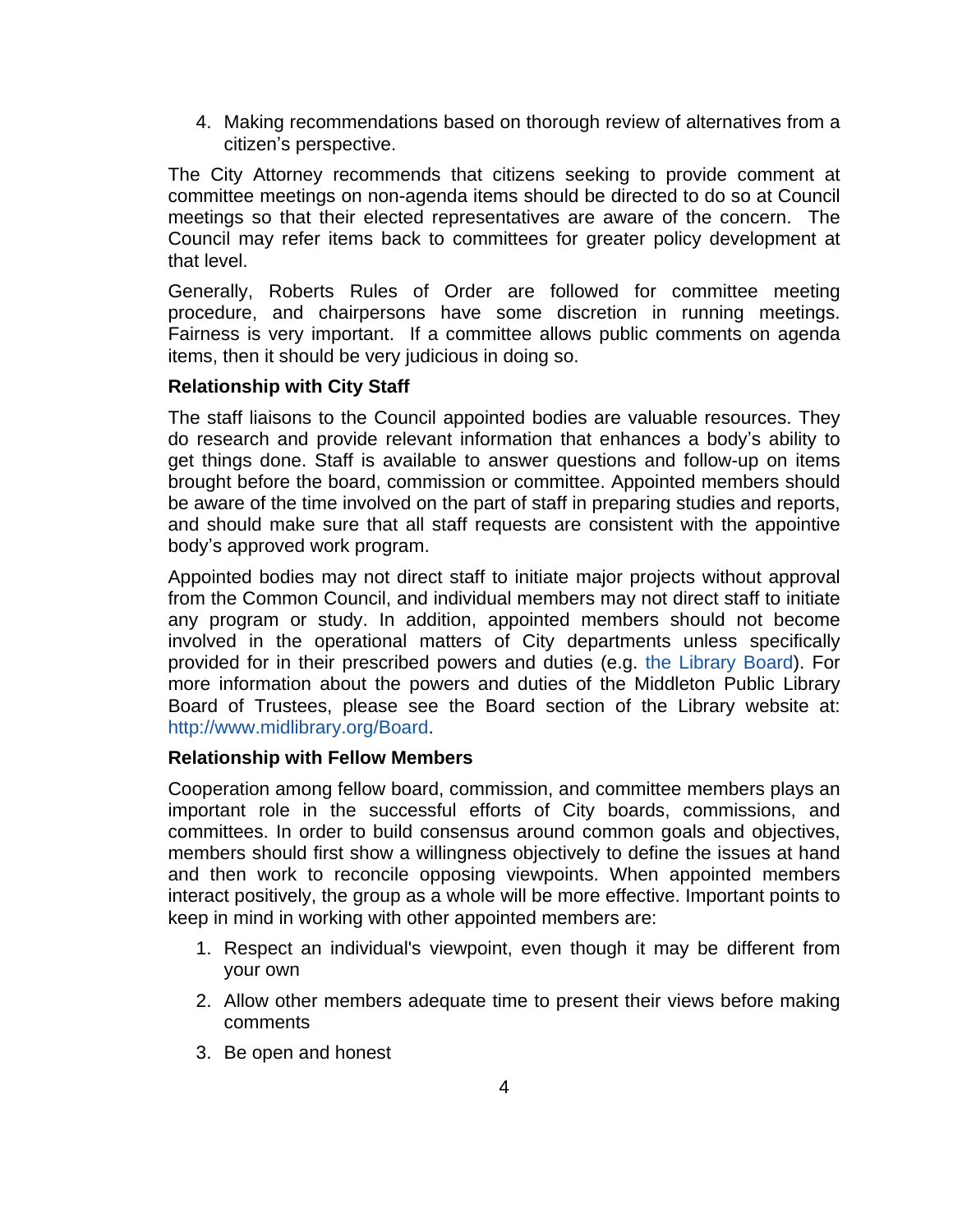4. Making recommendations based on thorough review of alternatives from a citizen's perspective.

The City Attorney recommends that citizens seeking to provide comment at committee meetings on non-agenda items should be directed to do so at Council meetings so that their elected representatives are aware of the concern. The Council may refer items back to committees for greater policy development at that level.

Generally, Roberts Rules of Order are followed for committee meeting procedure, and chairpersons have some discretion in running meetings. Fairness is very important. If a committee allows public comments on agenda items, then it should be very judicious in doing so.

**Relationship with City Staff**

The staff liaisons to the Council appointed bodies are valuable resources. They do research and provide relevant information that enhances a body's ability to get things done. Staff is available to answer questions and follow-up on items brought before the board, commission or committee. Appointed members should be aware of the time involved on the part of staff in preparing studies and reports, and should make sure that all staff requests are consistent with the appointive body's approved work program.

Appointed bodies may not direct staff to initiate major projects without approval from the Common Council, and individual members may not direct staff to initiate any program or study. In addition, appointed members should not become involved in the operational matters of City departments unless specifically provided for in their prescribed powers and duties (e.g. the Library Board). For more information about the powers and duties of the Middleton Public Library Board of Trustees, please see the Board section of the Library website at: http://www.midlibrary.org/Board.

**Relationship with Fellow Members**

Cooperation among fellow board, commission, and committee members plays an important role in the successful efforts of City boards, commissions, and committees. In order to build consensus around common goals and objectives, members should first show a willingness objectively to define the issues at hand and then work to reconcile opposing viewpoints. When appointed members interact positively, the group as a whole will be more effective. Important points to keep in mind in working with other appointed members are:

1. Respect an individual's viewpoint, even though it may be different from your own
2. Allow other members adequate time to present their views before making comments
3. Be open and honest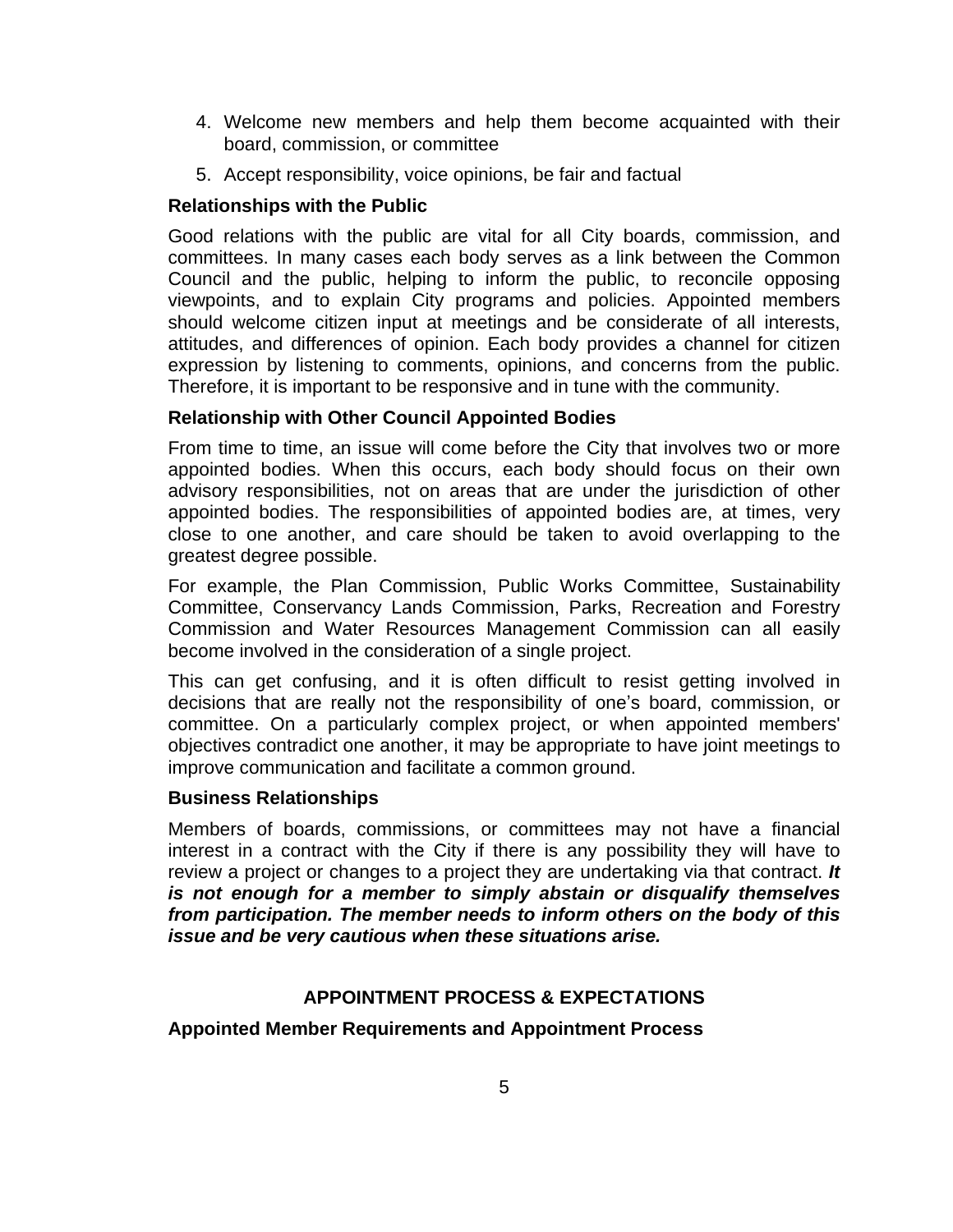4. Welcome new members and help them become acquainted with their board, commission, or committee
5. Accept responsibility, voice opinions, be fair and factual

**Relationships with the Public**

Good relations with the public are vital for all City boards, commission, and committees. In many cases each body serves as a link between the Common Council and the public, helping to inform the public, to reconcile opposing viewpoints, and to explain City programs and policies. Appointed members should welcome citizen input at meetings and be considerate of all interests, attitudes, and differences of opinion. Each body provides a channel for citizen expression by listening to comments, opinions, and concerns from the public. Therefore, it is important to be responsive and in tune with the community.

**Relationship with Other Council Appointed Bodies**

From time to time, an issue will come before the City that involves two or more appointed bodies. When this occurs, each body should focus on their own advisory responsibilities, not on areas that are under the jurisdiction of other appointed bodies. The responsibilities of appointed bodies are, at times, very close to one another, and care should be taken to avoid overlapping to the greatest degree possible.

For example, the Plan Commission, Public Works Committee, Sustainability Committee, Conservancy Lands Commission, Parks, Recreation and Forestry Commission and Water Resources Management Commission can all easily become involved in the consideration of a single project.

This can get confusing, and it is often difficult to resist getting involved in decisions that are really not the responsibility of one's board, commission, or committee. On a particularly complex project, or when appointed members' objectives contradict one another, it may be appropriate to have joint meetings to improve communication and facilitate a common ground.

**Business Relationships**

Members of boards, commissions, or committees may not have a financial interest in a contract with the City if there is any possibility they will have to review a project or changes to a project they are undertaking via that contract. ***It is not enough for a member to simply abstain or disqualify themselves from participation. The member needs to inform others on the body of this issue and be very cautious when these situations arise.***

## APPOINTMENT PROCESS & EXPECTATIONS

**Appointed Member Requirements and Appointment Process**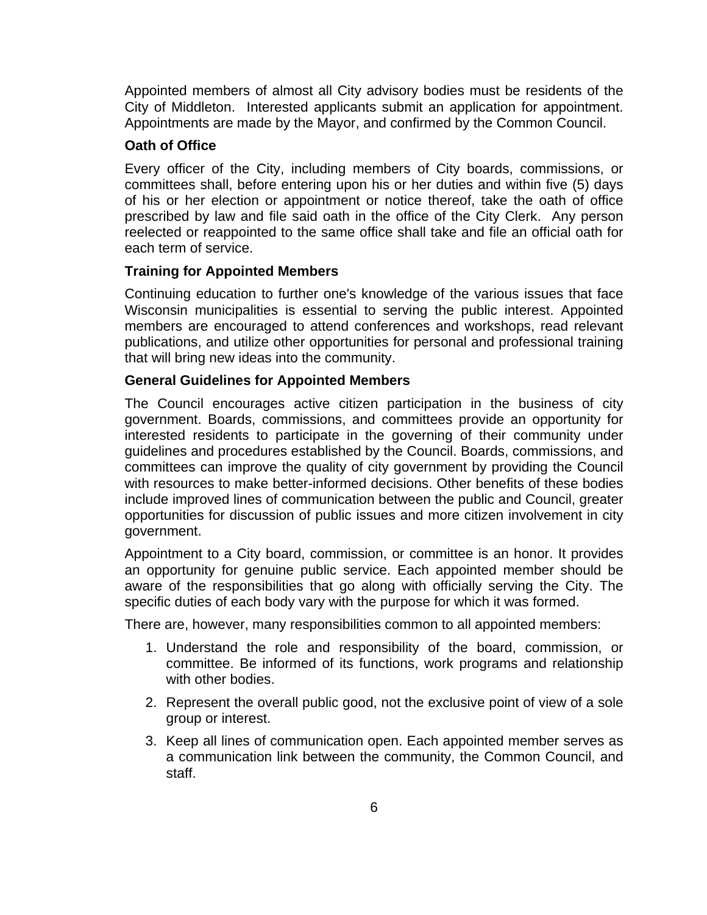Appointed members of almost all City advisory bodies must be residents of the City of Middleton. Interested applicants submit an application for appointment. Appointments are made by the Mayor, and confirmed by the Common Council.

**Oath of Office**

Every officer of the City, including members of City boards, commissions, or committees shall, before entering upon his or her duties and within five (5) days of his or her election or appointment or notice thereof, take the oath of office prescribed by law and file said oath in the office of the City Clerk. Any person reelected or reappointed to the same office shall take and file an official oath for each term of service.

**Training for Appointed Members**

Continuing education to further one's knowledge of the various issues that face Wisconsin municipalities is essential to serving the public interest. Appointed members are encouraged to attend conferences and workshops, read relevant publications, and utilize other opportunities for personal and professional training that will bring new ideas into the community.

**General Guidelines for Appointed Members**

The Council encourages active citizen participation in the business of city government. Boards, commissions, and committees provide an opportunity for interested residents to participate in the governing of their community under guidelines and procedures established by the Council. Boards, commissions, and committees can improve the quality of city government by providing the Council with resources to make better-informed decisions. Other benefits of these bodies include improved lines of communication between the public and Council, greater opportunities for discussion of public issues and more citizen involvement in city government.

Appointment to a City board, commission, or committee is an honor. It provides an opportunity for genuine public service. Each appointed member should be aware of the responsibilities that go along with officially serving the City. The specific duties of each body vary with the purpose for which it was formed.

There are, however, many responsibilities common to all appointed members:

1. Understand the role and responsibility of the board, commission, or committee. Be informed of its functions, work programs and relationship with other bodies.
2. Represent the overall public good, not the exclusive point of view of a sole group or interest.
3. Keep all lines of communication open. Each appointed member serves as a communication link between the community, the Common Council, and staff.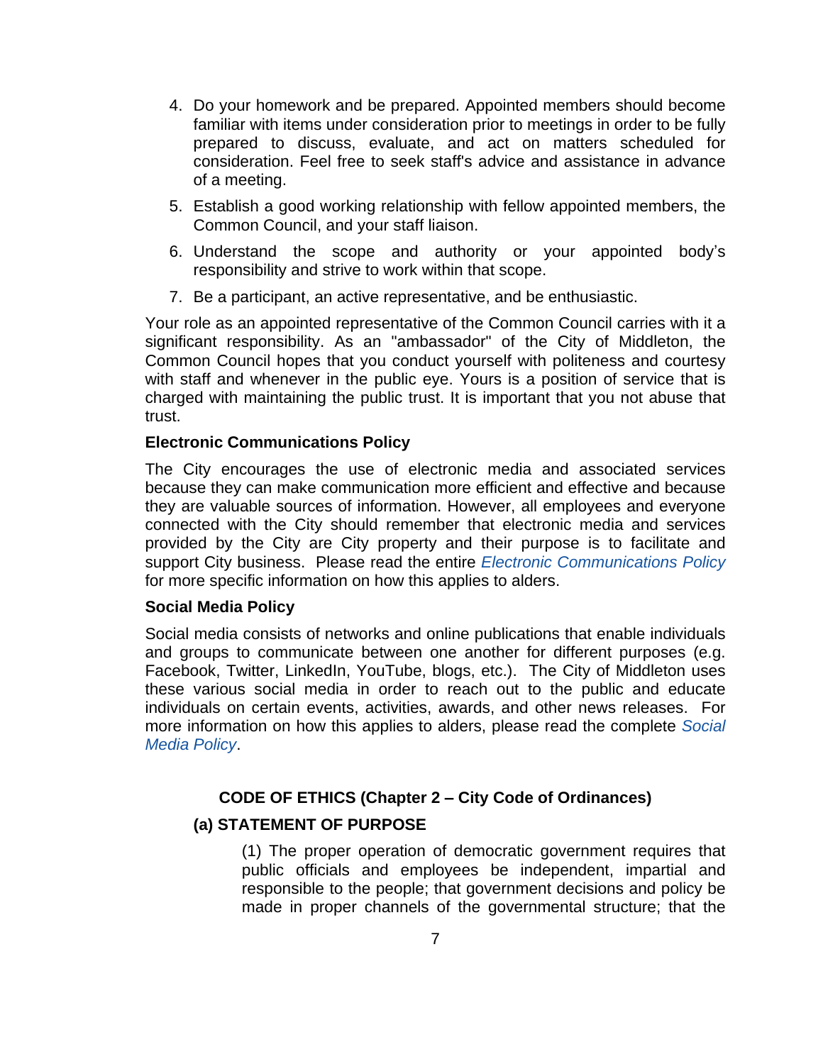4. Do your homework and be prepared. Appointed members should become familiar with items under consideration prior to meetings in order to be fully prepared to discuss, evaluate, and act on matters scheduled for consideration. Feel free to seek staff's advice and assistance in advance of a meeting.
5. Establish a good working relationship with fellow appointed members, the Common Council, and your staff liaison.
6. Understand the scope and authority or your appointed body's responsibility and strive to work within that scope.
7. Be a participant, an active representative, and be enthusiastic.

Your role as an appointed representative of the Common Council carries with it a significant responsibility. As an "ambassador" of the City of Middleton, the Common Council hopes that you conduct yourself with politeness and courtesy with staff and whenever in the public eye. Yours is a position of service that is charged with maintaining the public trust. It is important that you not abuse that trust.

**Electronic Communications Policy**

The City encourages the use of electronic media and associated services because they can make communication more efficient and effective and because they are valuable sources of information. However, all employees and everyone connected with the City should remember that electronic media and services provided by the City are City property and their purpose is to facilitate and support City business. Please read the entire *Electronic Communications Policy* for more specific information on how this applies to alders.

**Social Media Policy**

Social media consists of networks and online publications that enable individuals and groups to communicate between one another for different purposes (e.g. Facebook, Twitter, LinkedIn, YouTube, blogs, etc.). The City of Middleton uses these various social media in order to reach out to the public and educate individuals on certain events, activities, awards, and other news releases. For more information on how this applies to alders, please read the complete *Social Media Policy*.

## CODE OF ETHICS (Chapter 2 – City Code of Ordinances)

### (a) STATEMENT OF PURPOSE

(1) The proper operation of democratic government requires that public officials and employees be independent, impartial and responsible to the people; that government decisions and policy be made in proper channels of the governmental structure; that the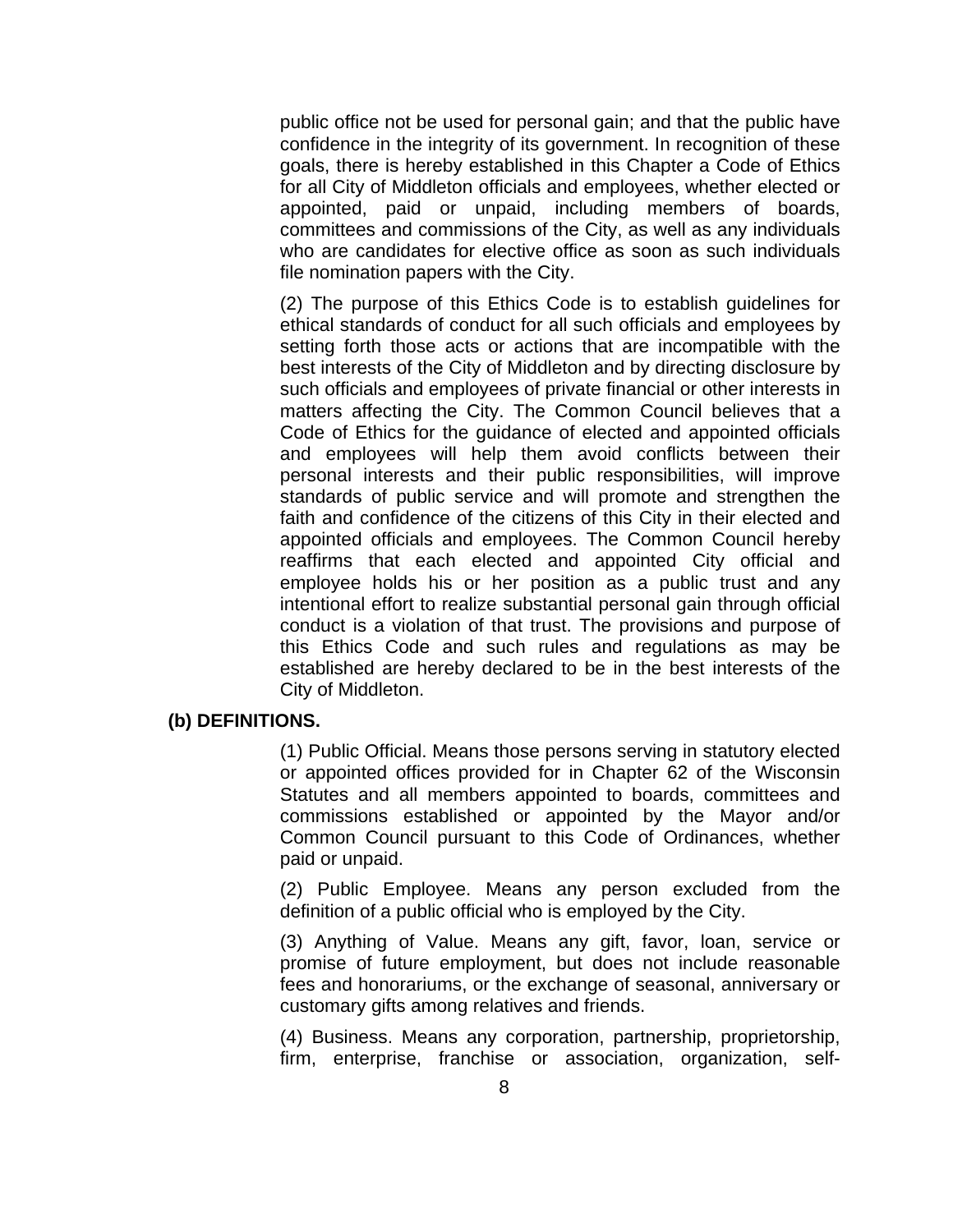public office not be used for personal gain; and that the public have confidence in the integrity of its government. In recognition of these goals, there is hereby established in this Chapter a Code of Ethics for all City of Middleton officials and employees, whether elected or appointed, paid or unpaid, including members of boards, committees and commissions of the City, as well as any individuals who are candidates for elective office as soon as such individuals file nomination papers with the City.

(2) The purpose of this Ethics Code is to establish guidelines for ethical standards of conduct for all such officials and employees by setting forth those acts or actions that are incompatible with the best interests of the City of Middleton and by directing disclosure by such officials and employees of private financial or other interests in matters affecting the City. The Common Council believes that a Code of Ethics for the guidance of elected and appointed officials and employees will help them avoid conflicts between their personal interests and their public responsibilities, will improve standards of public service and will promote and strengthen the faith and confidence of the citizens of this City in their elected and appointed officials and employees. The Common Council hereby reaffirms that each elected and appointed City official and employee holds his or her position as a public trust and any intentional effort to realize substantial personal gain through official conduct is a violation of that trust. The provisions and purpose of this Ethics Code and such rules and regulations as may be established are hereby declared to be in the best interests of the City of Middleton.

**(b) DEFINITIONS.**

(1) Public Official. Means those persons serving in statutory elected or appointed offices provided for in Chapter 62 of the Wisconsin Statutes and all members appointed to boards, committees and commissions established or appointed by the Mayor and/or Common Council pursuant to this Code of Ordinances, whether paid or unpaid.

(2) Public Employee. Means any person excluded from the definition of a public official who is employed by the City.

(3) Anything of Value. Means any gift, favor, loan, service or promise of future employment, but does not include reasonable fees and honorariums, or the exchange of seasonal, anniversary or customary gifts among relatives and friends.

(4) Business. Means any corporation, partnership, proprietorship, firm, enterprise, franchise or association, organization, self-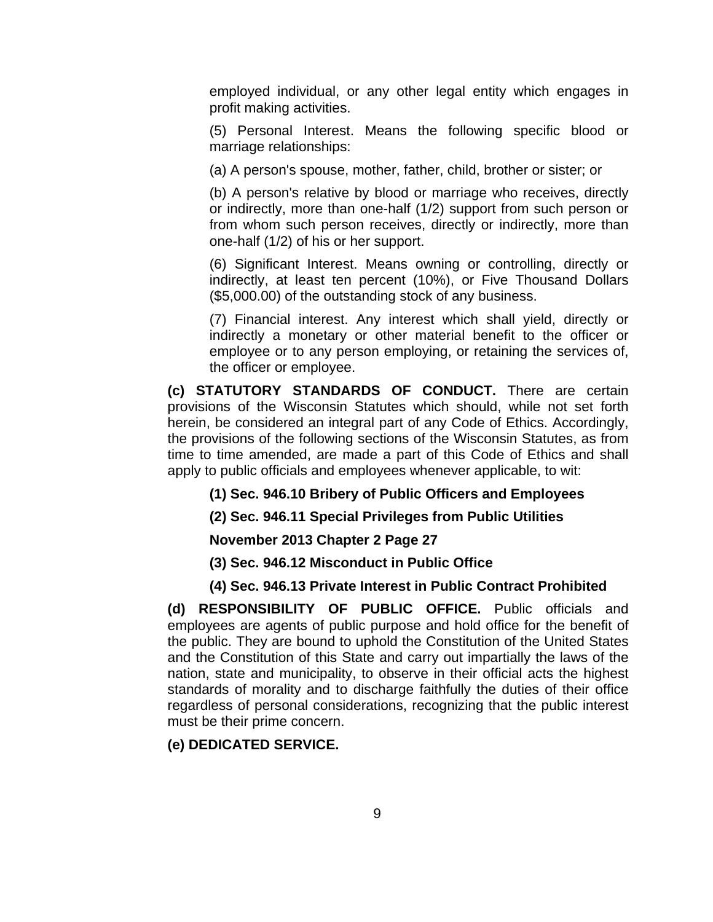employed individual, or any other legal entity which engages in profit making activities.

(5) Personal Interest. Means the following specific blood or marriage relationships:

(a) A person's spouse, mother, father, child, brother or sister; or

(b) A person's relative by blood or marriage who receives, directly or indirectly, more than one-half (1/2) support from such person or from whom such person receives, directly or indirectly, more than one-half (1/2) of his or her support.

(6) Significant Interest. Means owning or controlling, directly or indirectly, at least ten percent (10%), or Five Thousand Dollars ($5,000.00) of the outstanding stock of any business.

(7) Financial interest. Any interest which shall yield, directly or indirectly a monetary or other material benefit to the officer or employee or to any person employing, or retaining the services of, the officer or employee.

**(c) STATUTORY STANDARDS OF CONDUCT.** There are certain provisions of the Wisconsin Statutes which should, while not set forth herein, be considered an integral part of any Code of Ethics. Accordingly, the provisions of the following sections of the Wisconsin Statutes, as from time to time amended, are made a part of this Code of Ethics and shall apply to public officials and employees whenever applicable, to wit:

**(1) Sec. 946.10 Bribery of Public Officers and Employees**

**(2) Sec. 946.11 Special Privileges from Public Utilities**

**(3) Sec. 946.12 Misconduct in Public Office**

**(4) Sec. 946.13 Private Interest in Public Contract Prohibited**

**(d) RESPONSIBILITY OF PUBLIC OFFICE.** Public officials and employees are agents of public purpose and hold office for the benefit of the public. They are bound to uphold the Constitution of the United States and the Constitution of this State and carry out impartially the laws of the nation, state and municipality, to observe in their official acts the highest standards of morality and to discharge faithfully the duties of their office regardless of personal considerations, recognizing that the public interest must be their prime concern.

**(e) DEDICATED SERVICE.**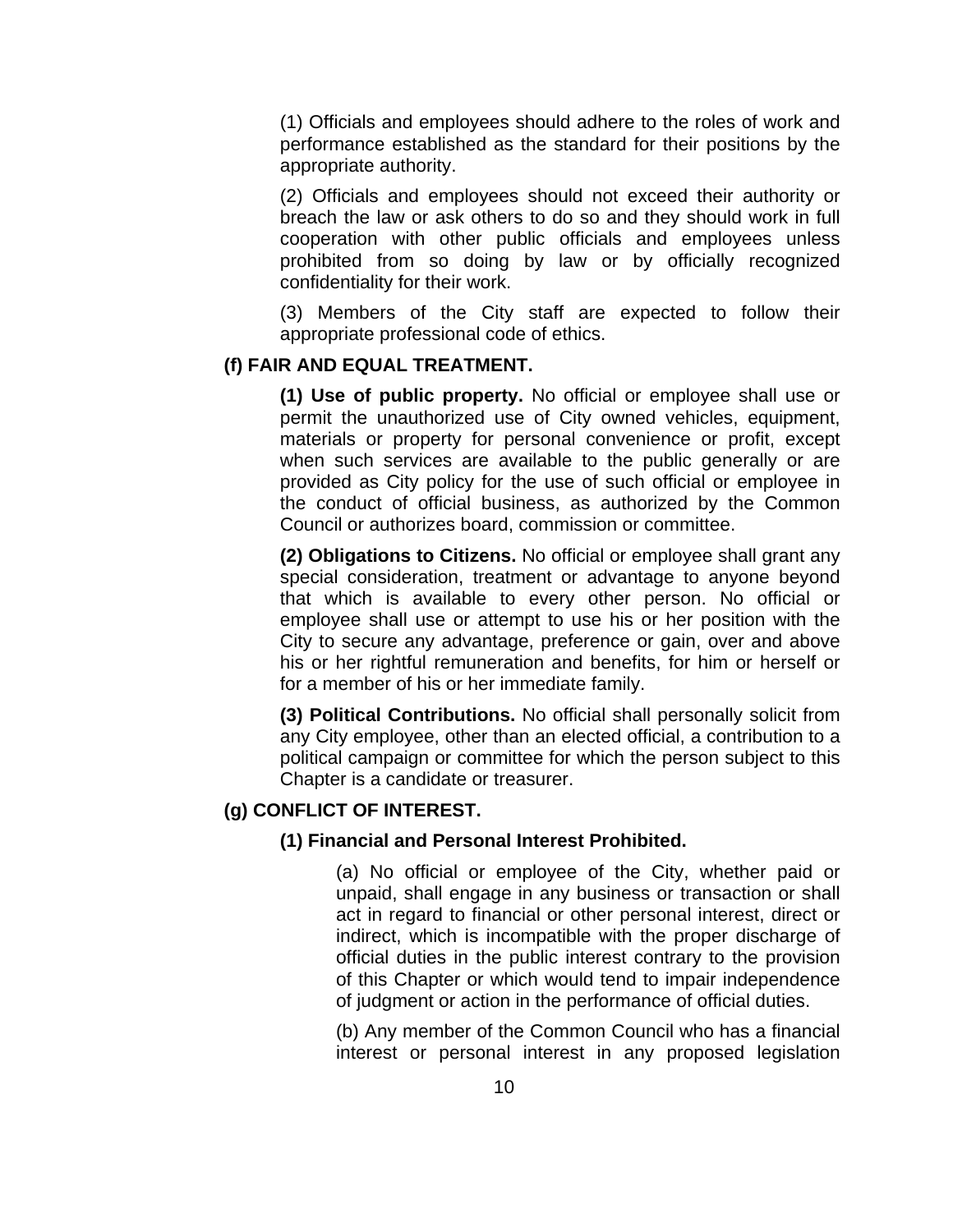(1) Officials and employees should adhere to the roles of work and performance established as the standard for their positions by the appropriate authority.

(2) Officials and employees should not exceed their authority or breach the law or ask others to do so and they should work in full cooperation with other public officials and employees unless prohibited from so doing by law or by officially recognized confidentiality for their work.

(3) Members of the City staff are expected to follow their appropriate professional code of ethics.

**(f) FAIR AND EQUAL TREATMENT.**

**(1) Use of public property.** No official or employee shall use or permit the unauthorized use of City owned vehicles, equipment, materials or property for personal convenience or profit, except when such services are available to the public generally or are provided as City policy for the use of such official or employee in the conduct of official business, as authorized by the Common Council or authorizes board, commission or committee.

**(2) Obligations to Citizens.** No official or employee shall grant any special consideration, treatment or advantage to anyone beyond that which is available to every other person. No official or employee shall use or attempt to use his or her position with the City to secure any advantage, preference or gain, over and above his or her rightful remuneration and benefits, for him or herself or for a member of his or her immediate family.

**(3) Political Contributions.** No official shall personally solicit from any City employee, other than an elected official, a contribution to a political campaign or committee for which the person subject to this Chapter is a candidate or treasurer.

**(g) CONFLICT OF INTEREST.**

**(1) Financial and Personal Interest Prohibited.**

(a) No official or employee of the City, whether paid or unpaid, shall engage in any business or transaction or shall act in regard to financial or other personal interest, direct or indirect, which is incompatible with the proper discharge of official duties in the public interest contrary to the provision of this Chapter or which would tend to impair independence of judgment or action in the performance of official duties.

(b) Any member of the Common Council who has a financial interest or personal interest in any proposed legislation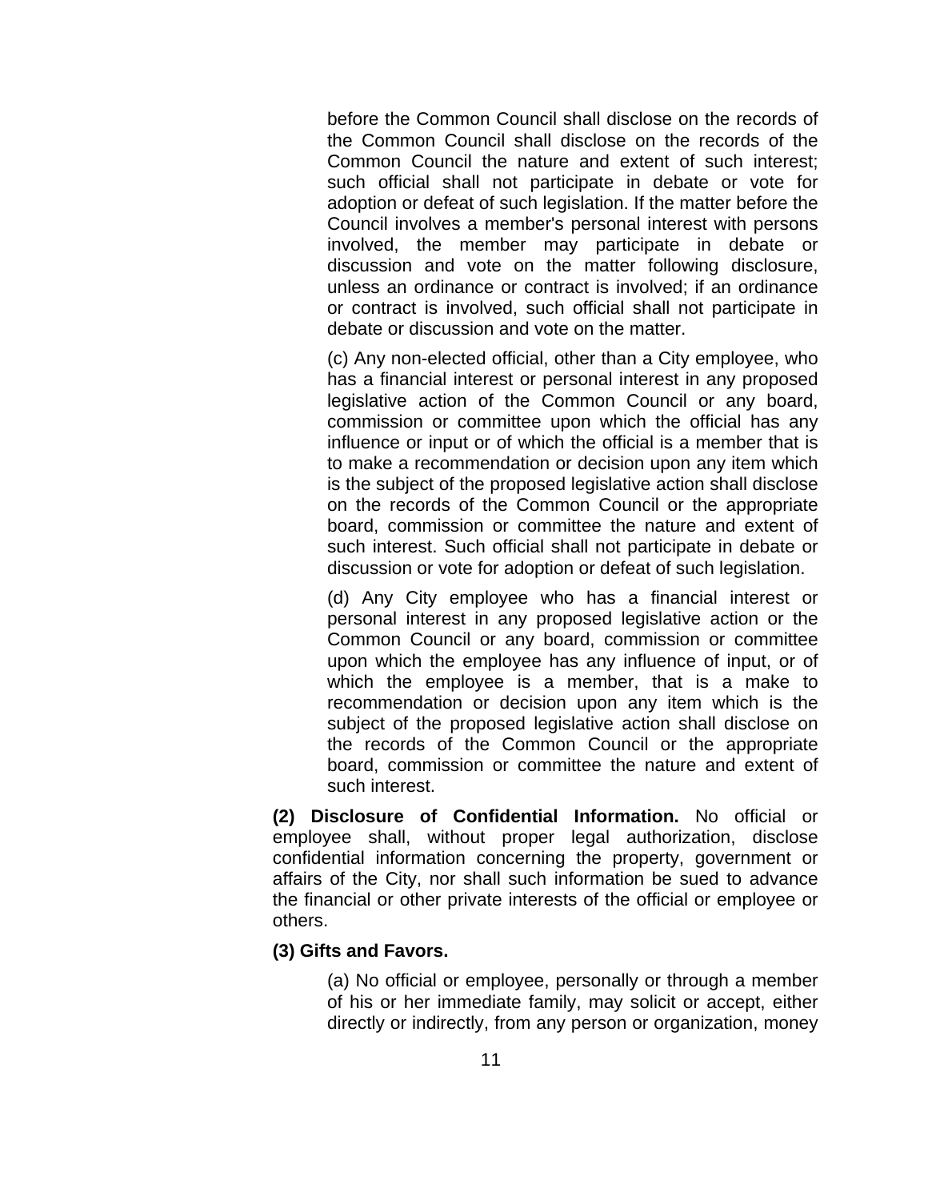before the Common Council shall disclose on the records of the Common Council shall disclose on the records of the Common Council the nature and extent of such interest; such official shall not participate in debate or vote for adoption or defeat of such legislation. If the matter before the Council involves a member's personal interest with persons involved, the member may participate in debate or discussion and vote on the matter following disclosure, unless an ordinance or contract is involved; if an ordinance or contract is involved, such official shall not participate in debate or discussion and vote on the matter.

(c) Any non-elected official, other than a City employee, who has a financial interest or personal interest in any proposed legislative action of the Common Council or any board, commission or committee upon which the official has any influence or input or of which the official is a member that is to make a recommendation or decision upon any item which is the subject of the proposed legislative action shall disclose on the records of the Common Council or the appropriate board, commission or committee the nature and extent of such interest. Such official shall not participate in debate or discussion or vote for adoption or defeat of such legislation.

(d) Any City employee who has a financial interest or personal interest in any proposed legislative action or the Common Council or any board, commission or committee upon which the employee has any influence of input, or of which the employee is a member, that is a make to recommendation or decision upon any item which is the subject of the proposed legislative action shall disclose on the records of the Common Council or the appropriate board, commission or committee the nature and extent of such interest.

**(2) Disclosure of Confidential Information.** No official or employee shall, without proper legal authorization, disclose confidential information concerning the property, government or affairs of the City, nor shall such information be sued to advance the financial or other private interests of the official or employee or others.

**(3) Gifts and Favors.**

(a) No official or employee, personally or through a member of his or her immediate family, may solicit or accept, either directly or indirectly, from any person or organization, money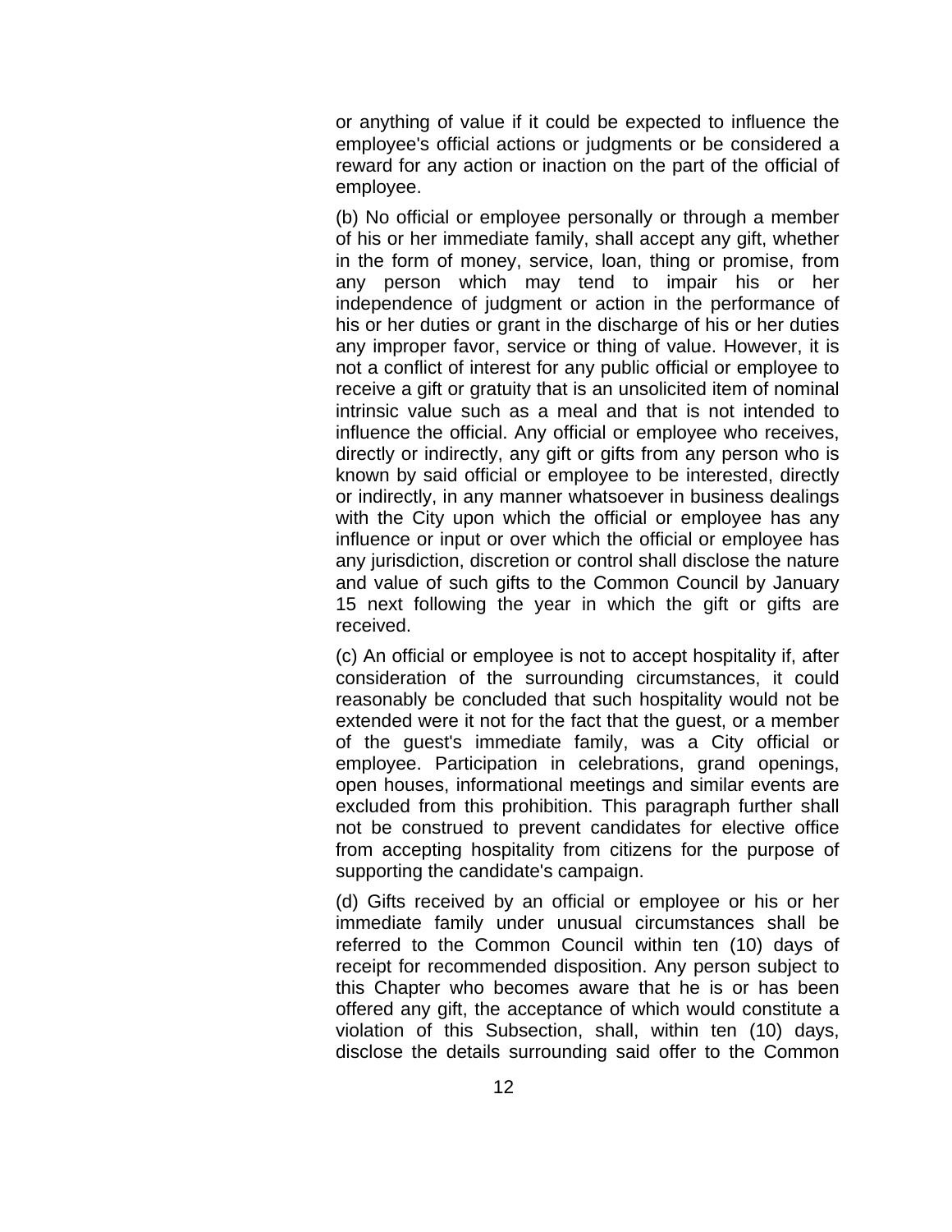or anything of value if it could be expected to influence the employee's official actions or judgments or be considered a reward for any action or inaction on the part of the official of employee.

(b) No official or employee personally or through a member of his or her immediate family, shall accept any gift, whether in the form of money, service, loan, thing or promise, from any person which may tend to impair his or her independence of judgment or action in the performance of his or her duties or grant in the discharge of his or her duties any improper favor, service or thing of value. However, it is not a conflict of interest for any public official or employee to receive a gift or gratuity that is an unsolicited item of nominal intrinsic value such as a meal and that is not intended to influence the official. Any official or employee who receives, directly or indirectly, any gift or gifts from any person who is known by said official or employee to be interested, directly or indirectly, in any manner whatsoever in business dealings with the City upon which the official or employee has any influence or input or over which the official or employee has any jurisdiction, discretion or control shall disclose the nature and value of such gifts to the Common Council by January 15 next following the year in which the gift or gifts are received.

(c) An official or employee is not to accept hospitality if, after consideration of the surrounding circumstances, it could reasonably be concluded that such hospitality would not be extended were it not for the fact that the guest, or a member of the guest's immediate family, was a City official or employee. Participation in celebrations, grand openings, open houses, informational meetings and similar events are excluded from this prohibition. This paragraph further shall not be construed to prevent candidates for elective office from accepting hospitality from citizens for the purpose of supporting the candidate's campaign.

(d) Gifts received by an official or employee or his or her immediate family under unusual circumstances shall be referred to the Common Council within ten (10) days of receipt for recommended disposition. Any person subject to this Chapter who becomes aware that he is or has been offered any gift, the acceptance of which would constitute a violation of this Subsection, shall, within ten (10) days, disclose the details surrounding said offer to the Common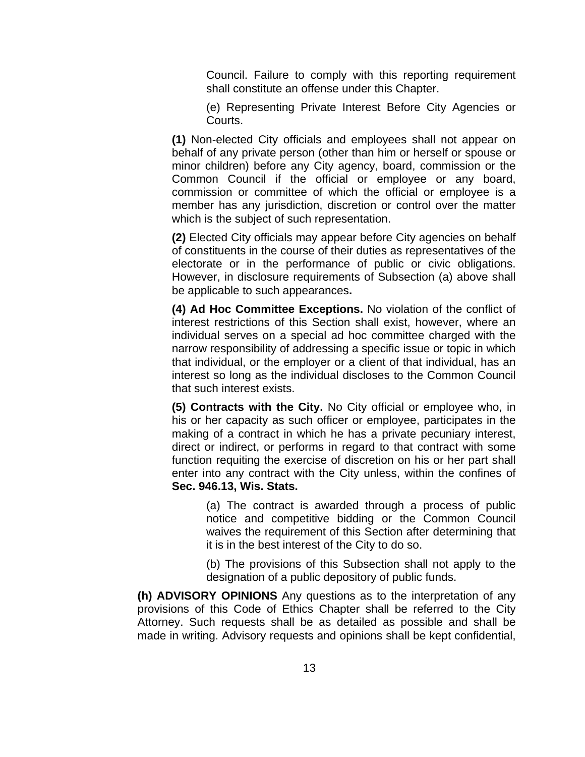Council. Failure to comply with this reporting requirement shall constitute an offense under this Chapter.

(e) Representing Private Interest Before City Agencies or Courts.

**(1)** Non-elected City officials and employees shall not appear on behalf of any private person (other than him or herself or spouse or minor children) before any City agency, board, commission or the Common Council if the official or employee or any board, commission or committee of which the official or employee is a member has any jurisdiction, discretion or control over the matter which is the subject of such representation.

**(2)** Elected City officials may appear before City agencies on behalf of constituents in the course of their duties as representatives of the electorate or in the performance of public or civic obligations. However, in disclosure requirements of Subsection (a) above shall be applicable to such appearances**.**

**(4) Ad Hoc Committee Exceptions.** No violation of the conflict of interest restrictions of this Section shall exist, however, where an individual serves on a special ad hoc committee charged with the narrow responsibility of addressing a specific issue or topic in which that individual, or the employer or a client of that individual, has an interest so long as the individual discloses to the Common Council that such interest exists.

**(5) Contracts with the City.** No City official or employee who, in his or her capacity as such officer or employee, participates in the making of a contract in which he has a private pecuniary interest, direct or indirect, or performs in regard to that contract with some function requiting the exercise of discretion on his or her part shall enter into any contract with the City unless, within the confines of **Sec. 946.13, Wis. Stats.**

(a) The contract is awarded through a process of public notice and competitive bidding or the Common Council waives the requirement of this Section after determining that it is in the best interest of the City to do so.

(b) The provisions of this Subsection shall not apply to the designation of a public depository of public funds.

**(h) ADVISORY OPINIONS** Any questions as to the interpretation of any provisions of this Code of Ethics Chapter shall be referred to the City Attorney. Such requests shall be as detailed as possible and shall be made in writing. Advisory requests and opinions shall be kept confidential,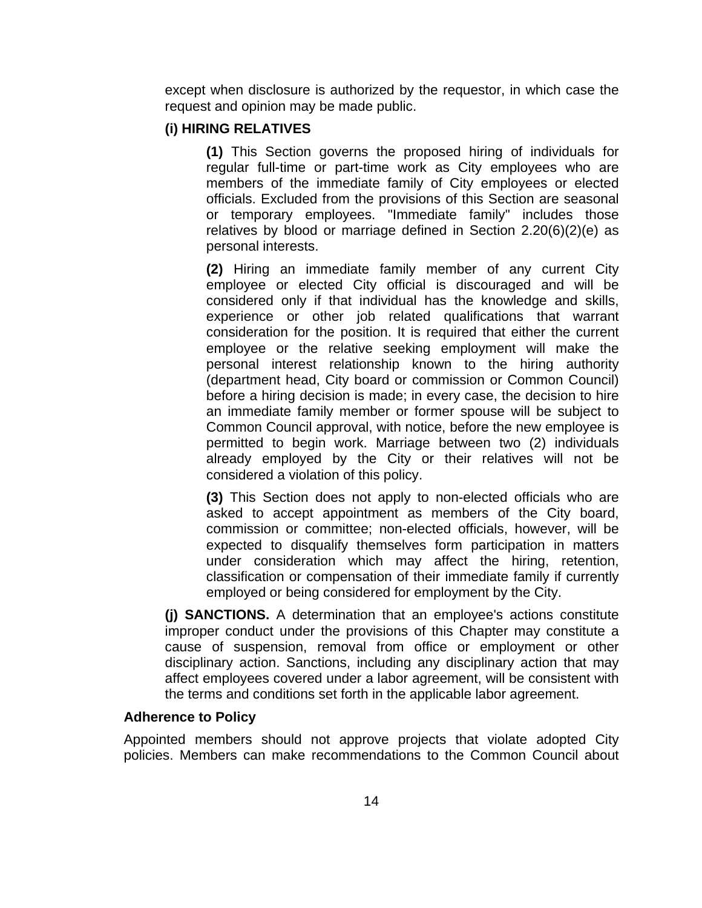except when disclosure is authorized by the requestor, in which case the request and opinion may be made public.

**(i) HIRING RELATIVES**

**(1)** This Section governs the proposed hiring of individuals for regular full-time or part-time work as City employees who are members of the immediate family of City employees or elected officials. Excluded from the provisions of this Section are seasonal or temporary employees. "Immediate family" includes those relatives by blood or marriage defined in Section 2.20(6)(2)(e) as personal interests.

**(2)** Hiring an immediate family member of any current City employee or elected City official is discouraged and will be considered only if that individual has the knowledge and skills, experience or other job related qualifications that warrant consideration for the position. It is required that either the current employee or the relative seeking employment will make the personal interest relationship known to the hiring authority (department head, City board or commission or Common Council) before a hiring decision is made; in every case, the decision to hire an immediate family member or former spouse will be subject to Common Council approval, with notice, before the new employee is permitted to begin work. Marriage between two (2) individuals already employed by the City or their relatives will not be considered a violation of this policy.

**(3)** This Section does not apply to non-elected officials who are asked to accept appointment as members of the City board, commission or committee; non-elected officials, however, will be expected to disqualify themselves form participation in matters under consideration which may affect the hiring, retention, classification or compensation of their immediate family if currently employed or being considered for employment by the City.

**(j) SANCTIONS.** A determination that an employee's actions constitute improper conduct under the provisions of this Chapter may constitute a cause of suspension, removal from office or employment or other disciplinary action. Sanctions, including any disciplinary action that may affect employees covered under a labor agreement, will be consistent with the terms and conditions set forth in the applicable labor agreement.

**Adherence to Policy**

Appointed members should not approve projects that violate adopted City policies. Members can make recommendations to the Common Council about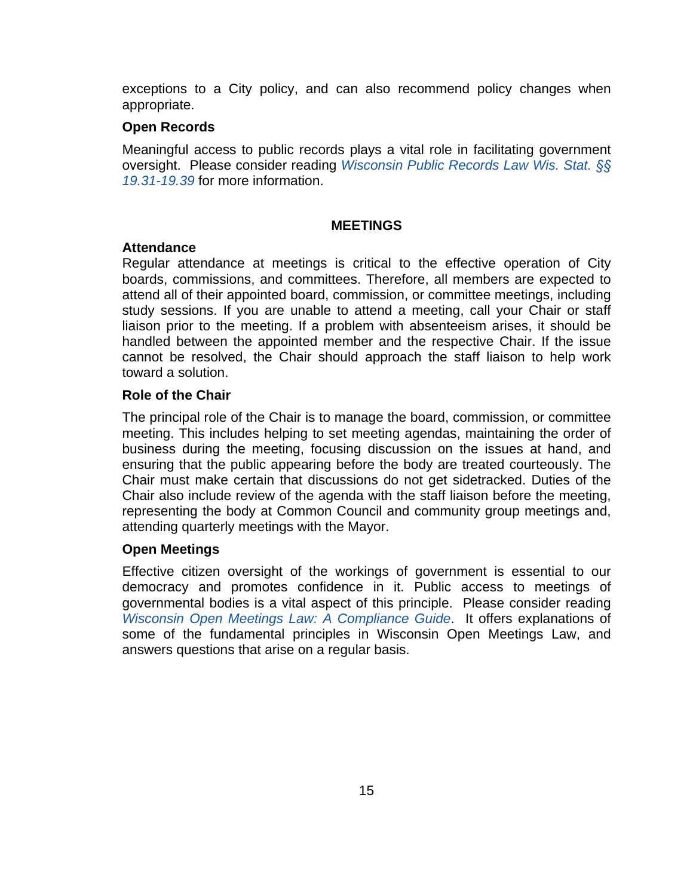exceptions to a City policy, and can also recommend policy changes when appropriate.

**Open Records**

Meaningful access to public records plays a vital role in facilitating government oversight. Please consider reading *Wisconsin Public Records Law Wis. Stat. §§ 19.31-19.39* for more information.

## MEETINGS

**Attendance**

Regular attendance at meetings is critical to the effective operation of City boards, commissions, and committees. Therefore, all members are expected to attend all of their appointed board, commission, or committee meetings, including study sessions. If you are unable to attend a meeting, call your Chair or staff liaison prior to the meeting. If a problem with absenteeism arises, it should be handled between the appointed member and the respective Chair. If the issue cannot be resolved, the Chair should approach the staff liaison to help work toward a solution.

**Role of the Chair**

The principal role of the Chair is to manage the board, commission, or committee meeting. This includes helping to set meeting agendas, maintaining the order of business during the meeting, focusing discussion on the issues at hand, and ensuring that the public appearing before the body are treated courteously. The Chair must make certain that discussions do not get sidetracked. Duties of the Chair also include review of the agenda with the staff liaison before the meeting, representing the body at Common Council and community group meetings and, attending quarterly meetings with the Mayor.

**Open Meetings**

Effective citizen oversight of the workings of government is essential to our democracy and promotes confidence in it. Public access to meetings of governmental bodies is a vital aspect of this principle. Please consider reading *Wisconsin Open Meetings Law: A Compliance Guide*. It offers explanations of some of the fundamental principles in Wisconsin Open Meetings Law, and answers questions that arise on a regular basis.